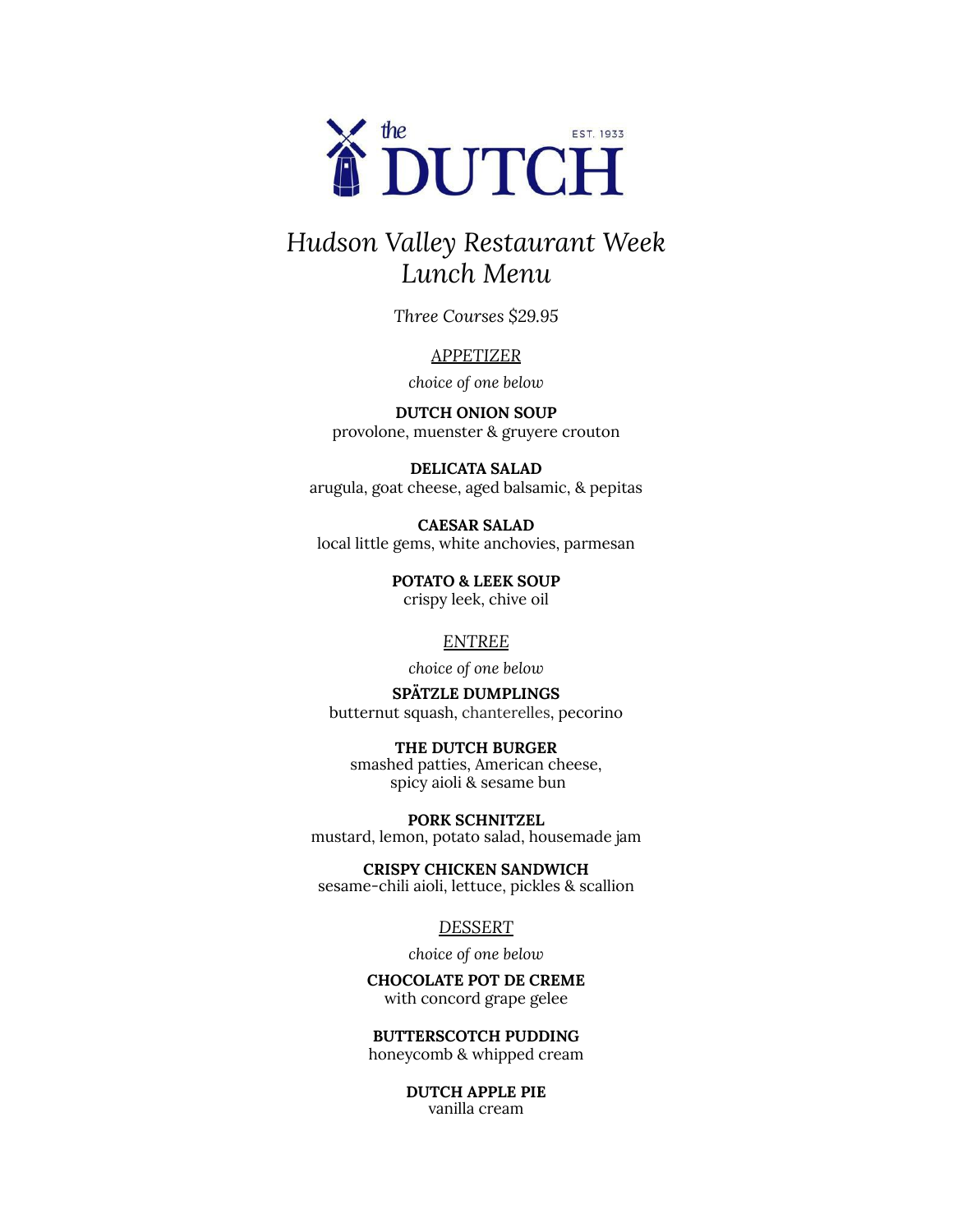the DUTCH EST. 1933

# *Hudson Valley Restaurant Week Lunch Menu*

*Three Courses $29.95*

## APPETIZER

*choice of one below*

**DUTCH ONION SOUP**
provolone, muenster & gruyere crouton

**DELICATA SALAD**
arugula, goat cheese, aged balsamic, & pepitas

**CAESAR SALAD**
local little gems, white anchovies, parmesan

**POTATO & LEEK SOUP**
crispy leek, chive oil

## ENTREE

*choice of one below*

**SPÄTZLE DUMPLINGS**
butternut squash, chanterelles, pecorino

**THE DUTCH BURGER**
smashed patties, American cheese, spicy aioli & sesame bun

**PORK SCHNITZEL**
mustard, lemon, potato salad, housemade jam

**CRISPY CHICKEN SANDWICH**
sesame-chili aioli, lettuce, pickles & scallion

## DESSERT

*choice of one below*

**CHOCOLATE POT DE CREME**
with concord grape gelee

**BUTTERSCOTCH PUDDING**
honeycomb & whipped cream

**DUTCH APPLE PIE**
vanilla cream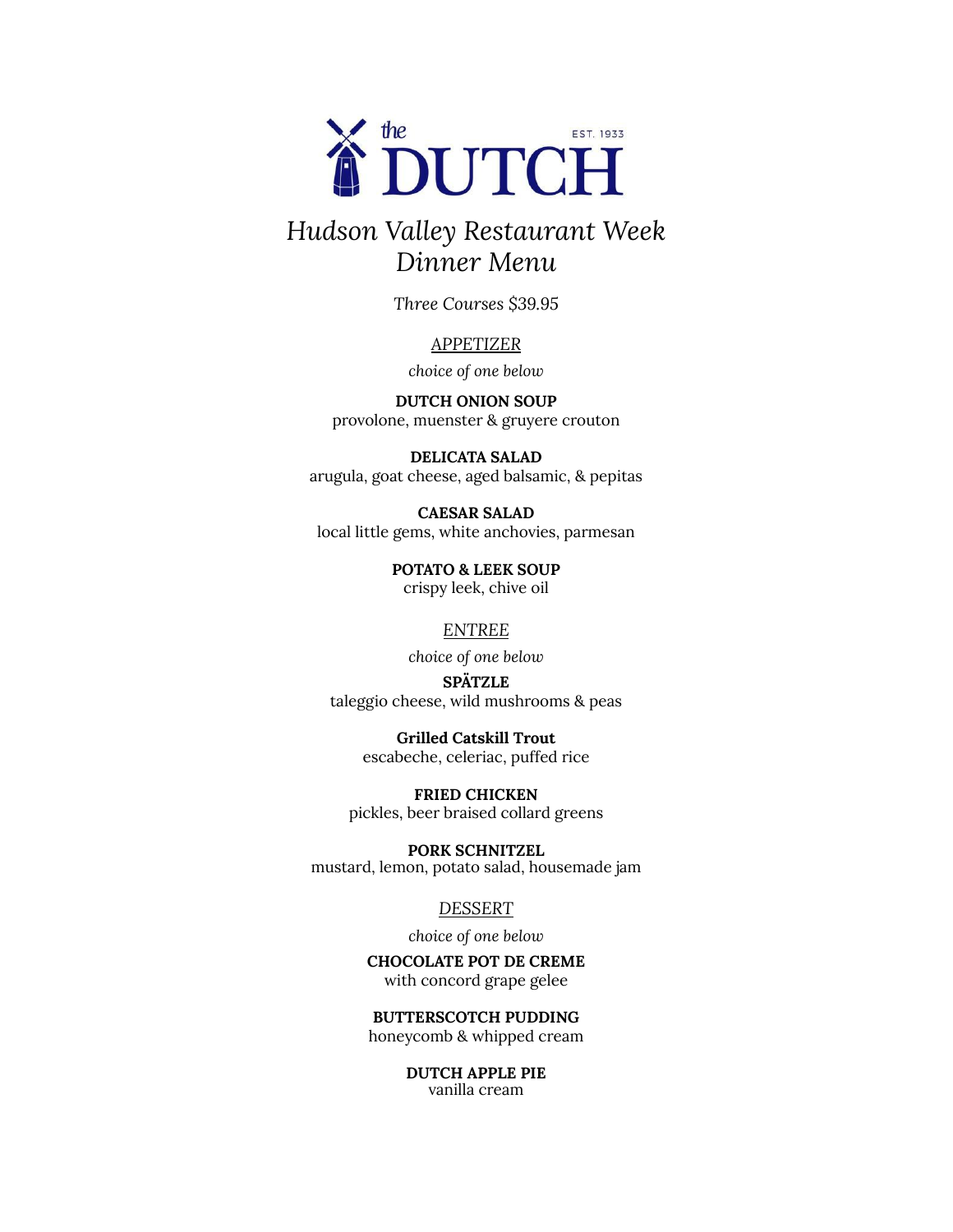# the DUTCH

EST. 1933

## *Hudson Valley Restaurant Week Dinner Menu*

*Three Courses $39.95*

### APPETIZER

*choice of one below*

**DUTCH ONION SOUP**
provolone, muenster & gruyere crouton

**DELICATA SALAD**
arugula, goat cheese, aged balsamic, & pepitas

**CAESAR SALAD**
local little gems, white anchovies, parmesan

**POTATO & LEEK SOUP**
crispy leek, chive oil

### *ENTREE*

*choice of one below*

**SPÄTZLE**
taleggio cheese, wild mushrooms & peas

**Grilled Catskill Trout**
escabeche, celeriac, puffed rice

**FRIED CHICKEN**
pickles, beer braised collard greens

**PORK SCHNITZEL**
mustard, lemon, potato salad, housemade jam

### DESSERT

*choice of one below*

**CHOCOLATE POT DE CREME**
with concord grape gelee

**BUTTERSCOTCH PUDDING**
honeycomb & whipped cream

**DUTCH APPLE PIE**
vanilla cream